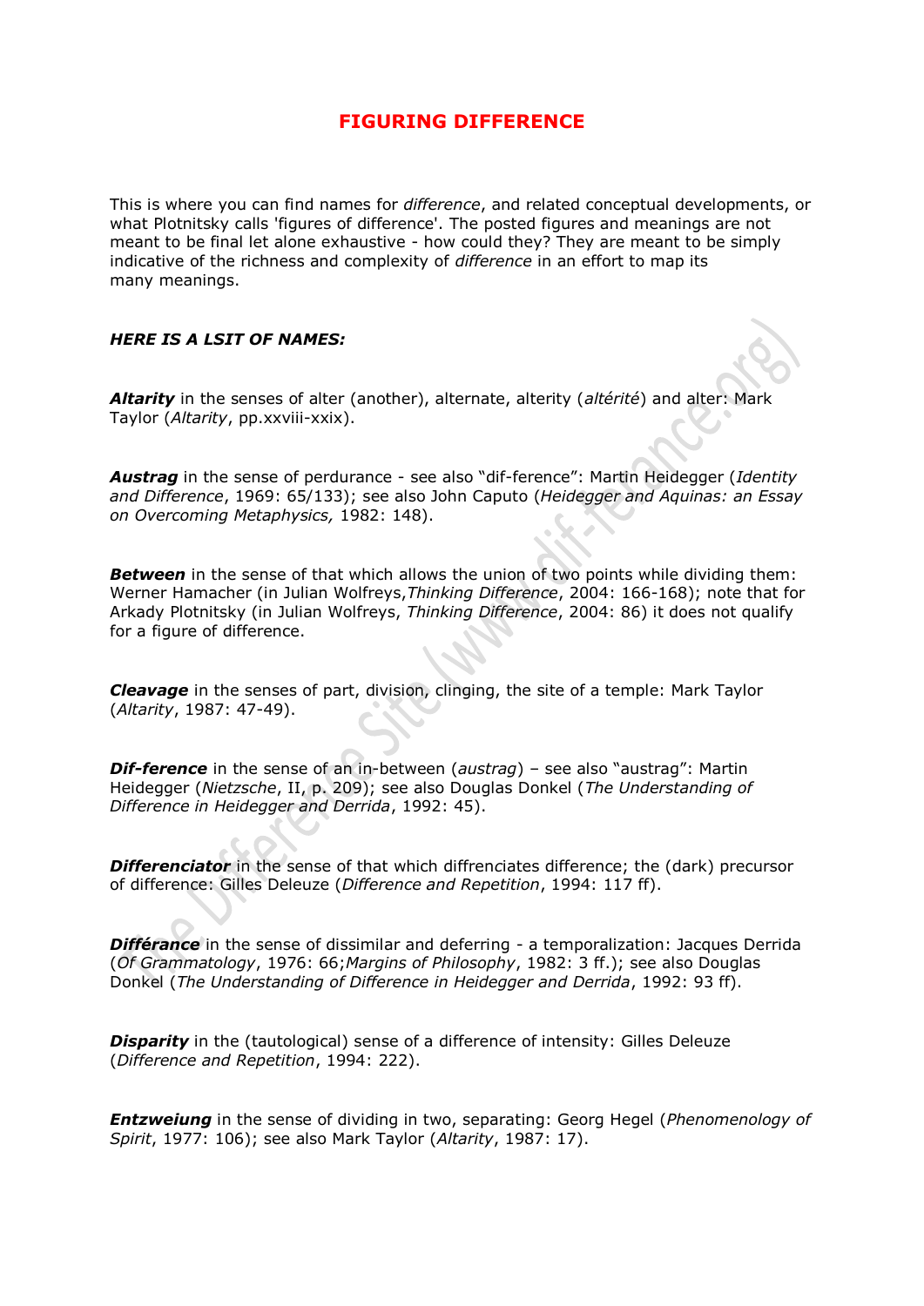# FIGURING DIFFERENCE

This is where you can find names for *difference*, and related conceptual developments, or what Plotnitsky calls 'figures of difference'. The posted figures and meanings are not meant to be final let alone exhaustive - how could they? They are meant to be simply indicative of the richness and complexity of *difference* in an effort to map its many meanings.

***HERE IS A LSIT OF NAMES:***

***Altarity*** in the senses of alter (another), alternate, alterity (*altérité*) and alter: Mark Taylor (*Altarity*, pp.xxviii-xxix).

***Austrag*** in the sense of perdurance - see also "dif-ference": Martin Heidegger (*Identity and Difference*, 1969: 65/133); see also John Caputo (*Heidegger and Aquinas: an Essay on Overcoming Metaphysics,* 1982: 148).

***Between*** in the sense of that which allows the union of two points while dividing them: Werner Hamacher (in Julian Wolfreys,*Thinking Difference*, 2004: 166-168); note that for Arkady Plotnitsky (in Julian Wolfreys, *Thinking Difference*, 2004: 86) it does not qualify for a figure of difference.

***Cleavage*** in the senses of part, division, clinging, the site of a temple: Mark Taylor (*Altarity*, 1987: 47-49).

***Dif-ference*** in the sense of an in-between (*austrag*) – see also "austrag": Martin Heidegger (*Nietzsche*, II, p. 209); see also Douglas Donkel (*The Understanding of Difference in Heidegger and Derrida*, 1992: 45).

***Differenciator*** in the sense of that which diffrenciates difference; the (dark) precursor of difference: Gilles Deleuze (*Difference and Repetition*, 1994: 117 ff).

***Différance*** in the sense of dissimilar and deferring - a temporalization: Jacques Derrida (*Of Grammatology*, 1976: 66;*Margins of Philosophy*, 1982: 3 ff.); see also Douglas Donkel (*The Understanding of Difference in Heidegger and Derrida*, 1992: 93 ff).

***Disparity*** in the (tautological) sense of a difference of intensity: Gilles Deleuze (*Difference and Repetition*, 1994: 222).

***Entzweiung*** in the sense of dividing in two, separating: Georg Hegel (*Phenomenology of Spirit*, 1977: 106); see also Mark Taylor (*Altarity*, 1987: 17).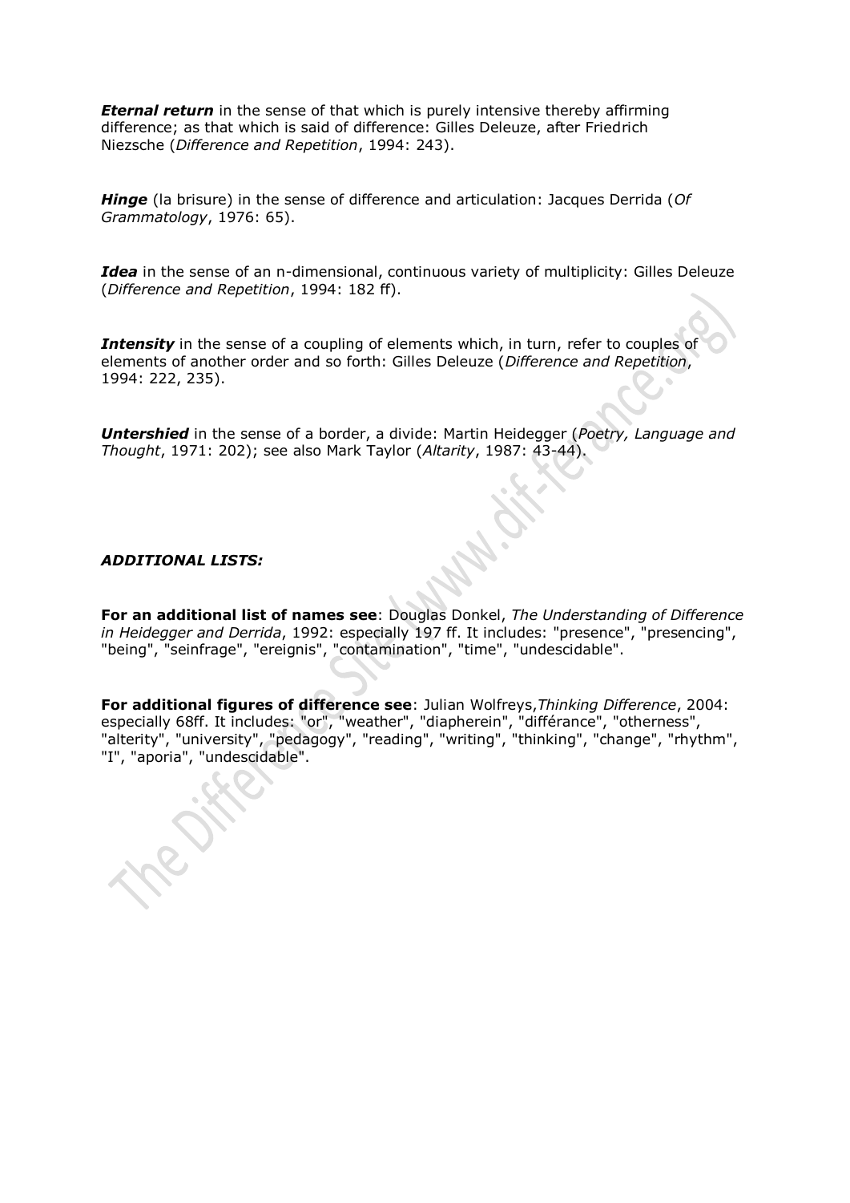***Eternal return*** in the sense of that which is purely intensive thereby affirming difference; as that which is said of difference: Gilles Deleuze, after Friedrich Niezsche (*Difference and Repetition*, 1994: 243).

***Hinge*** (la brisure) in the sense of difference and articulation: Jacques Derrida (*Of Grammatology*, 1976: 65).

***Idea*** in the sense of an n-dimensional, continuous variety of multiplicity: Gilles Deleuze (*Difference and Repetition*, 1994: 182 ff).

***Intensity*** in the sense of a coupling of elements which, in turn, refer to couples of elements of another order and so forth: Gilles Deleuze (*Difference and Repetition*, 1994: 222, 235).

***Untershied*** in the sense of a border, a divide: Martin Heidegger (*Poetry, Language and Thought*, 1971: 202); see also Mark Taylor (*Altarity*, 1987: 43-44).

***ADDITIONAL LISTS:***

**For an additional list of names see**: Douglas Donkel, *The Understanding of Difference in Heidegger and Derrida*, 1992: especially 197 ff. It includes: "presence", "presencing", "being", "seinfrage", "ereignis", "contamination", "time", "undescidable".

**For additional figures of difference see**: Julian Wolfreys,*Thinking Difference*, 2004: especially 68ff. It includes: "or", "weather", "diapherein", "différance", "otherness", "alterity", "university", "pedagogy", "reading", "writing", "thinking", "change", "rhythm", "I", "aporia", "undescidable".